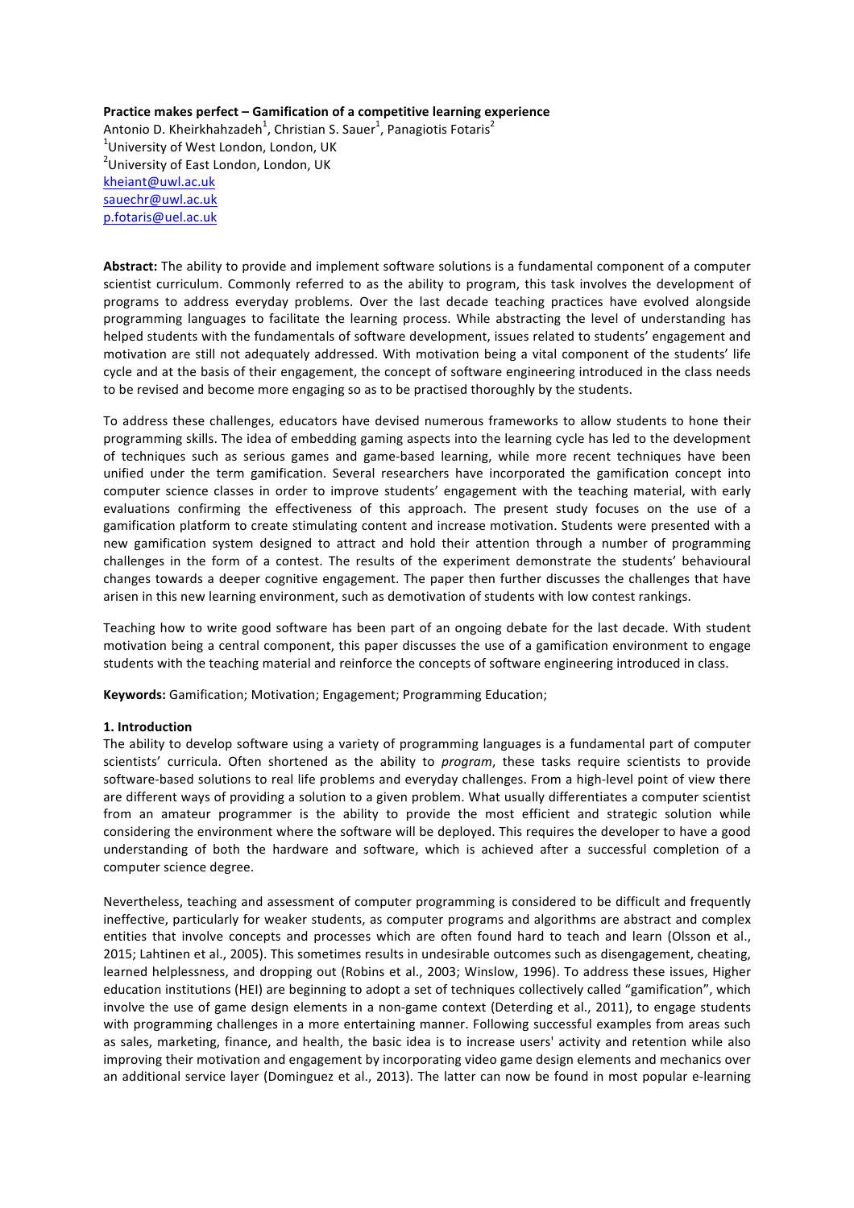**Practice makes perfect – Gamification of a competitive learning experience**

Antonio D. Kheirkhahzadeh[1], Christian S. Sauer[1], Panagiotis Fotaris[2]

[1]University of West London, London, UK

[2]University of East London, London, UK

kheiant@uwl.ac.uk

sauechr@uwl.ac.uk

p.fotaris@uel.ac.uk

**Abstract:** The ability to provide and implement software solutions is a fundamental component of a computer scientist curriculum. Commonly referred to as the ability to program, this task involves the development of programs to address everyday problems. Over the last decade teaching practices have evolved alongside programming languages to facilitate the learning process. While abstracting the level of understanding has helped students with the fundamentals of software development, issues related to students' engagement and motivation are still not adequately addressed. With motivation being a vital component of the students' life cycle and at the basis of their engagement, the concept of software engineering introduced in the class needs to be revised and become more engaging so as to be practised thoroughly by the students.

To address these challenges, educators have devised numerous frameworks to allow students to hone their programming skills. The idea of embedding gaming aspects into the learning cycle has led to the development of techniques such as serious games and game-based learning, while more recent techniques have been unified under the term gamification. Several researchers have incorporated the gamification concept into computer science classes in order to improve students' engagement with the teaching material, with early evaluations confirming the effectiveness of this approach. The present study focuses on the use of a gamification platform to create stimulating content and increase motivation. Students were presented with a new gamification system designed to attract and hold their attention through a number of programming challenges in the form of a contest. The results of the experiment demonstrate the students' behavioural changes towards a deeper cognitive engagement. The paper then further discusses the challenges that have arisen in this new learning environment, such as demotivation of students with low contest rankings.

Teaching how to write good software has been part of an ongoing debate for the last decade. With student motivation being a central component, this paper discusses the use of a gamification environment to engage students with the teaching material and reinforce the concepts of software engineering introduced in class.

**Keywords:** Gamification; Motivation; Engagement; Programming Education;

## 1. Introduction

The ability to develop software using a variety of programming languages is a fundamental part of computer scientists' curricula. Often shortened as the ability to *program*, these tasks require scientists to provide software-based solutions to real life problems and everyday challenges. From a high-level point of view there are different ways of providing a solution to a given problem. What usually differentiates a computer scientist from an amateur programmer is the ability to provide the most efficient and strategic solution while considering the environment where the software will be deployed. This requires the developer to have a good understanding of both the hardware and software, which is achieved after a successful completion of a computer science degree.

Nevertheless, teaching and assessment of computer programming is considered to be difficult and frequently ineffective, particularly for weaker students, as computer programs and algorithms are abstract and complex entities that involve concepts and processes which are often found hard to teach and learn (Olsson et al., 2015; Lahtinen et al., 2005). This sometimes results in undesirable outcomes such as disengagement, cheating, learned helplessness, and dropping out (Robins et al., 2003; Winslow, 1996). To address these issues, Higher education institutions (HEI) are beginning to adopt a set of techniques collectively called "gamification", which involve the use of game design elements in a non-game context (Deterding et al., 2011), to engage students with programming challenges in a more entertaining manner. Following successful examples from areas such as sales, marketing, finance, and health, the basic idea is to increase users' activity and retention while also improving their motivation and engagement by incorporating video game design elements and mechanics over an additional service layer (Dominguez et al., 2013). The latter can now be found in most popular e-learning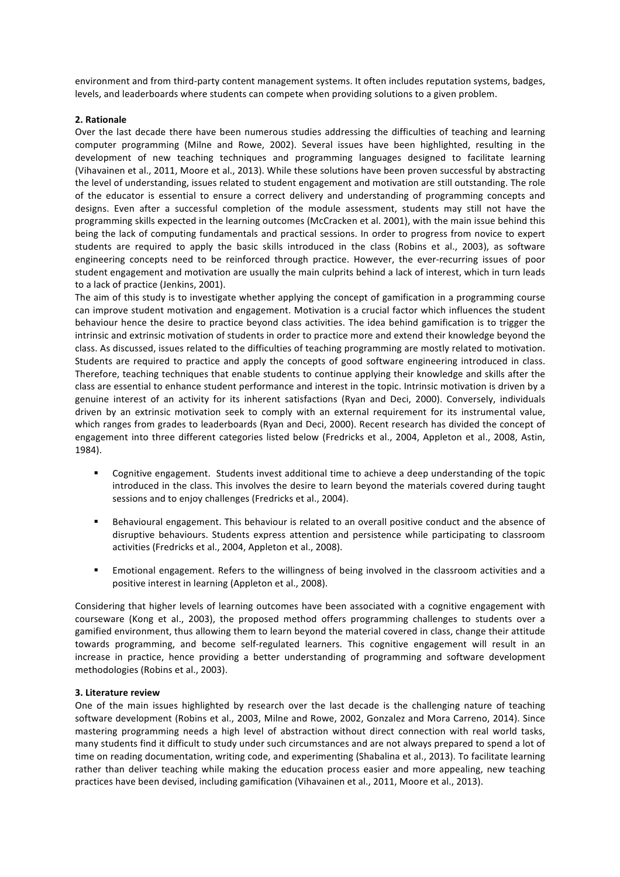environment and from third-party content management systems. It often includes reputation systems, badges, levels, and leaderboards where students can compete when providing solutions to a given problem.

## 2. Rationale

Over the last decade there have been numerous studies addressing the difficulties of teaching and learning computer programming (Milne and Rowe, 2002). Several issues have been highlighted, resulting in the development of new teaching techniques and programming languages designed to facilitate learning (Vihavainen et al., 2011, Moore et al., 2013). While these solutions have been proven successful by abstracting the level of understanding, issues related to student engagement and motivation are still outstanding. The role of the educator is essential to ensure a correct delivery and understanding of programming concepts and designs. Even after a successful completion of the module assessment, students may still not have the programming skills expected in the learning outcomes (McCracken et al. 2001), with the main issue behind this being the lack of computing fundamentals and practical sessions. In order to progress from novice to expert students are required to apply the basic skills introduced in the class (Robins et al., 2003), as software engineering concepts need to be reinforced through practice. However, the ever-recurring issues of poor student engagement and motivation are usually the main culprits behind a lack of interest, which in turn leads to a lack of practice (Jenkins, 2001).

The aim of this study is to investigate whether applying the concept of gamification in a programming course can improve student motivation and engagement. Motivation is a crucial factor which influences the student behaviour hence the desire to practice beyond class activities. The idea behind gamification is to trigger the intrinsic and extrinsic motivation of students in order to practice more and extend their knowledge beyond the class. As discussed, issues related to the difficulties of teaching programming are mostly related to motivation. Students are required to practice and apply the concepts of good software engineering introduced in class. Therefore, teaching techniques that enable students to continue applying their knowledge and skills after the class are essential to enhance student performance and interest in the topic. Intrinsic motivation is driven by a genuine interest of an activity for its inherent satisfactions (Ryan and Deci, 2000). Conversely, individuals driven by an extrinsic motivation seek to comply with an external requirement for its instrumental value, which ranges from grades to leaderboards (Ryan and Deci, 2000). Recent research has divided the concept of engagement into three different categories listed below (Fredricks et al., 2004, Appleton et al., 2008, Astin, 1984).

- Cognitive engagement. Students invest additional time to achieve a deep understanding of the topic introduced in the class. This involves the desire to learn beyond the materials covered during taught sessions and to enjoy challenges (Fredricks et al., 2004).
- Behavioural engagement. This behaviour is related to an overall positive conduct and the absence of disruptive behaviours. Students express attention and persistence while participating to classroom activities (Fredricks et al., 2004, Appleton et al., 2008).
- Emotional engagement. Refers to the willingness of being involved in the classroom activities and a positive interest in learning (Appleton et al., 2008).

Considering that higher levels of learning outcomes have been associated with a cognitive engagement with courseware (Kong et al., 2003), the proposed method offers programming challenges to students over a gamified environment, thus allowing them to learn beyond the material covered in class, change their attitude towards programming, and become self-regulated learners. This cognitive engagement will result in an increase in practice, hence providing a better understanding of programming and software development methodologies (Robins et al., 2003).

## 3. Literature review

One of the main issues highlighted by research over the last decade is the challenging nature of teaching software development (Robins et al., 2003, Milne and Rowe, 2002, Gonzalez and Mora Carreno, 2014). Since mastering programming needs a high level of abstraction without direct connection with real world tasks, many students find it difficult to study under such circumstances and are not always prepared to spend a lot of time on reading documentation, writing code, and experimenting (Shabalina et al., 2013). To facilitate learning rather than deliver teaching while making the education process easier and more appealing, new teaching practices have been devised, including gamification (Vihavainen et al., 2011, Moore et al., 2013).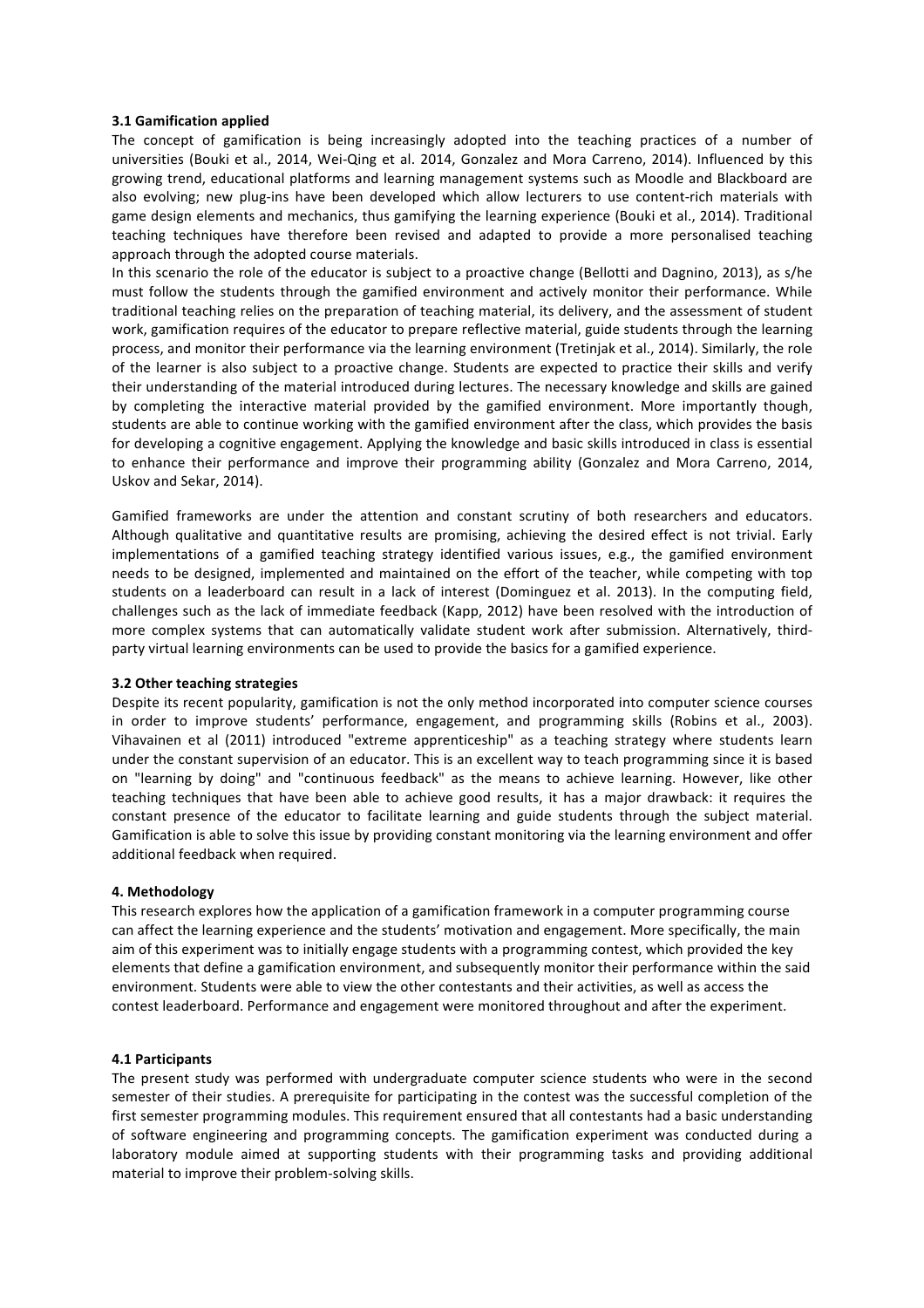### 3.1 Gamification applied

The concept of gamification is being increasingly adopted into the teaching practices of a number of universities (Bouki et al., 2014, Wei-Qing et al. 2014, Gonzalez and Mora Carreno, 2014). Influenced by this growing trend, educational platforms and learning management systems such as Moodle and Blackboard are also evolving; new plug-ins have been developed which allow lecturers to use content-rich materials with game design elements and mechanics, thus gamifying the learning experience (Bouki et al., 2014). Traditional teaching techniques have therefore been revised and adapted to provide a more personalised teaching approach through the adopted course materials.

In this scenario the role of the educator is subject to a proactive change (Bellotti and Dagnino, 2013), as s/he must follow the students through the gamified environment and actively monitor their performance. While traditional teaching relies on the preparation of teaching material, its delivery, and the assessment of student work, gamification requires of the educator to prepare reflective material, guide students through the learning process, and monitor their performance via the learning environment (Tretinjak et al., 2014). Similarly, the role of the learner is also subject to a proactive change. Students are expected to practice their skills and verify their understanding of the material introduced during lectures. The necessary knowledge and skills are gained by completing the interactive material provided by the gamified environment. More importantly though, students are able to continue working with the gamified environment after the class, which provides the basis for developing a cognitive engagement. Applying the knowledge and basic skills introduced in class is essential to enhance their performance and improve their programming ability (Gonzalez and Mora Carreno, 2014, Uskov and Sekar, 2014).

Gamified frameworks are under the attention and constant scrutiny of both researchers and educators. Although qualitative and quantitative results are promising, achieving the desired effect is not trivial. Early implementations of a gamified teaching strategy identified various issues, e.g., the gamified environment needs to be designed, implemented and maintained on the effort of the teacher, while competing with top students on a leaderboard can result in a lack of interest (Dominguez et al. 2013). In the computing field, challenges such as the lack of immediate feedback (Kapp, 2012) have been resolved with the introduction of more complex systems that can automatically validate student work after submission. Alternatively, third-party virtual learning environments can be used to provide the basics for a gamified experience.

### 3.2 Other teaching strategies

Despite its recent popularity, gamification is not the only method incorporated into computer science courses in order to improve students' performance, engagement, and programming skills (Robins et al., 2003). Vihavainen et al (2011) introduced "extreme apprenticeship" as a teaching strategy where students learn under the constant supervision of an educator. This is an excellent way to teach programming since it is based on "learning by doing" and "continuous feedback" as the means to achieve learning. However, like other teaching techniques that have been able to achieve good results, it has a major drawback: it requires the constant presence of the educator to facilitate learning and guide students through the subject material. Gamification is able to solve this issue by providing constant monitoring via the learning environment and offer additional feedback when required.

## 4. Methodology

This research explores how the application of a gamification framework in a computer programming course can affect the learning experience and the students' motivation and engagement. More specifically, the main aim of this experiment was to initially engage students with a programming contest, which provided the key elements that define a gamification environment, and subsequently monitor their performance within the said environment. Students were able to view the other contestants and their activities, as well as access the contest leaderboard. Performance and engagement were monitored throughout and after the experiment.

### 4.1 Participants

The present study was performed with undergraduate computer science students who were in the second semester of their studies. A prerequisite for participating in the contest was the successful completion of the first semester programming modules. This requirement ensured that all contestants had a basic understanding of software engineering and programming concepts. The gamification experiment was conducted during a laboratory module aimed at supporting students with their programming tasks and providing additional material to improve their problem-solving skills.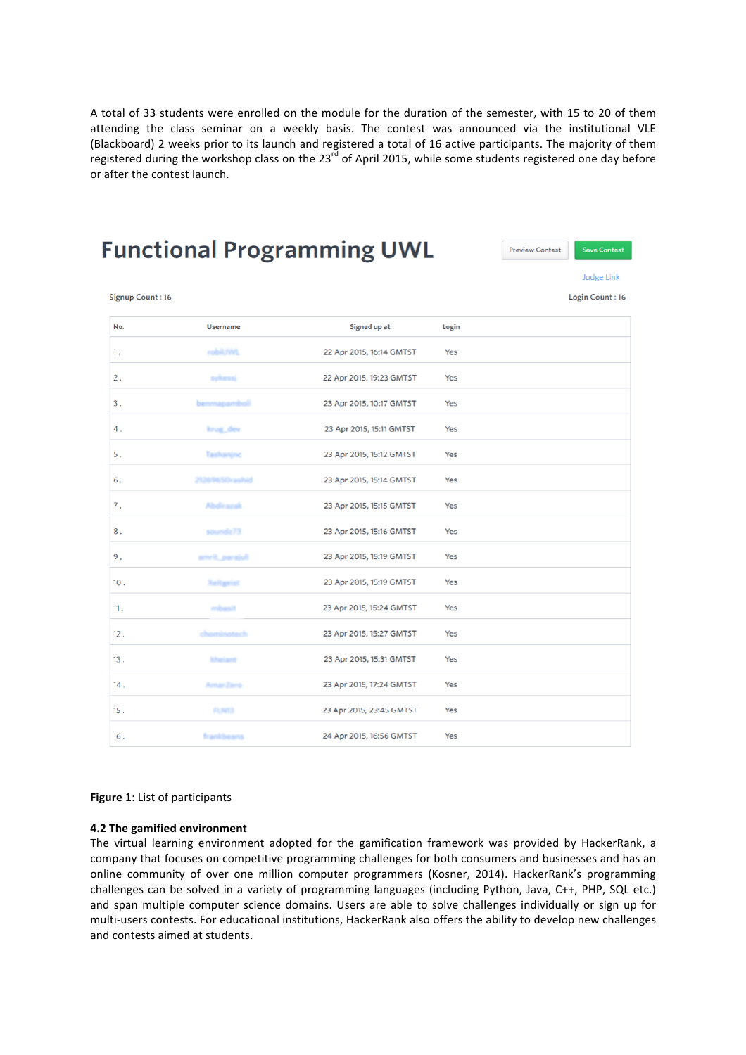A total of 33 students were enrolled on the module for the duration of the semester, with 15 to 20 of them attending the class seminar on a weekly basis. The contest was announced via the institutional VLE (Blackboard) 2 weeks prior to its launch and registered a total of 16 active participants. The majority of them registered during the workshop class on the 23rd of April 2015, while some students registered one day before or after the contest launch.

# Functional Programming UWL

Preview Contest | Save Contest

Judge Link

Signup Count : 16

Login Count : 16

| No. | Username | Signed up at | Login |
|---|---|---|---|
| 1. | robiUWL | 22 Apr 2015, 16:14 GMTST | Yes |
| 2. | sykessj | 22 Apr 2015, 19:23 GMTST | Yes |
| 3. | benmapamboli | 23 Apr 2015, 10:17 GMTST | Yes |
| 4. | krug_dev | 23 Apr 2015, 15:11 GMTST | Yes |
| 5. | Tashanjnc | 23 Apr 2015, 15:12 GMTST | Yes |
| 6. | 21269650rashid | 23 Apr 2015, 15:14 GMTST | Yes |
| 7. | Abdirazak | 23 Apr 2015, 15:15 GMTST | Yes |
| 8. | soundz73 | 23 Apr 2015, 15:16 GMTST | Yes |
| 9. | amrit_parajuli | 23 Apr 2015, 15:19 GMTST | Yes |
| 10. | Xeitgeist | 23 Apr 2015, 15:19 GMTST | Yes |
| 11. | mbasit | 23 Apr 2015, 15:24 GMTST | Yes |
| 12. | chominotech | 23 Apr 2015, 15:27 GMTST | Yes |
| 13. | kheiant | 23 Apr 2015, 15:31 GMTST | Yes |
| 14. | AmarZero | 23 Apr 2015, 17:24 GMTST | Yes |
| 15. | FLN13 | 23 Apr 2015, 23:45 GMTST | Yes |
| 16. | frankbeans | 24 Apr 2015, 16:56 GMTST | Yes |

**Figure 1**: List of participants

### 4.2 The gamified environment

The virtual learning environment adopted for the gamification framework was provided by HackerRank, a company that focuses on competitive programming challenges for both consumers and businesses and has an online community of over one million computer programmers (Kosner, 2014). HackerRank's programming challenges can be solved in a variety of programming languages (including Python, Java, C++, PHP, SQL etc.) and span multiple computer science domains. Users are able to solve challenges individually or sign up for multi-users contests. For educational institutions, HackerRank also offers the ability to develop new challenges and contests aimed at students.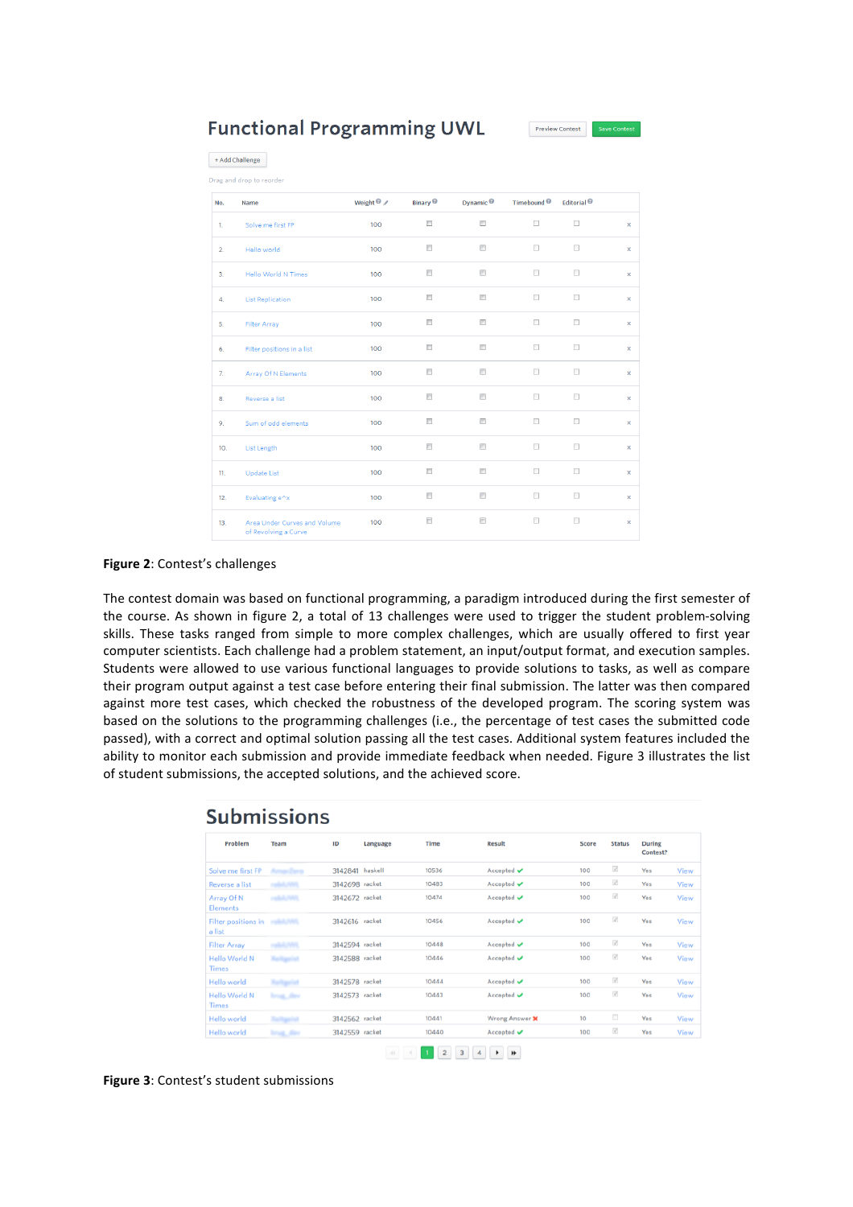# Functional Programming UWL

Preview Contest | Save Contest

+ Add Challenge

Drag and drop to reorder

| No. | Name | Weight | Binary | Dynamic | Timebound | Editorial | |
|---|---|---|---|---|---|---|---|
| 1. | Solve me first FP | 100 | | | | | × |
| 2. | Hello world | 100 | | | | | × |
| 3. | Hello World N Times | 100 | | | | | × |
| 4. | List Replication | 100 | | | | | × |
| 5. | Filter Array | 100 | | | | | × |
| 6. | Filter positions in a list | 100 | | | | | × |
| 7. | Array Of N Elements | 100 | | | | | × |
| 8. | Reverse a list | 100 | | | | | × |
| 9. | Sum of odd elements | 100 | | | | | × |
| 10. | List Length | 100 | | | | | × |
| 11. | Update List | 100 | | | | | × |
| 12. | Evaluating e^x | 100 | | | | | × |
| 13. | Area Under Curves and Volume of Revolving a Curve | 100 | | | | | × |

**Figure 2**: Contest's challenges

The contest domain was based on functional programming, a paradigm introduced during the first semester of the course. As shown in figure 2, a total of 13 challenges were used to trigger the student problem-solving skills. These tasks ranged from simple to more complex challenges, which are usually offered to first year computer scientists. Each challenge had a problem statement, an input/output format, and execution samples. Students were allowed to use various functional languages to provide solutions to tasks, as well as compare their program output against a test case before entering their final submission. The latter was then compared against more test cases, which checked the robustness of the developed program. The scoring system was based on the solutions to the programming challenges (i.e., the percentage of test cases the submitted code passed), with a correct and optimal solution passing all the test cases. Additional system features included the ability to monitor each submission and provide immediate feedback when needed. Figure 3 illustrates the list of student submissions, the accepted solutions, and the achieved score.

## Submissions

| Problem | Team | ID | Language | Time | Result | Score | Status | During Contest? | |
|---|---|---|---|---|---|---|---|---|---|
| Solve me first FP | | 3142841 | haskell | 10536 | Accepted ✔ | 100 | | Yes | View |
| Reverse a list | | 3142698 | racket | 10483 | Accepted ✔ | 100 | | Yes | View |
| Array Of N Elements | | 3142672 | racket | 10474 | Accepted ✔ | 100 | | Yes | View |
| Filter positions in a list | | 3142616 | racket | 10456 | Accepted ✔ | 100 | | Yes | View |
| Filter Array | | 3142594 | racket | 10448 | Accepted ✔ | 100 | | Yes | View |
| Hello World N Times | | 3142588 | racket | 10446 | Accepted ✔ | 100 | | Yes | View |
| Hello world | | 3142578 | racket | 10444 | Accepted ✔ | 100 | | Yes | View |
| Hello World N Times | | 3142573 | racket | 10443 | Accepted ✔ | 100 | | Yes | View |
| Hello world | | 3142562 | racket | 10441 | Wrong Answer ✖ | 10 | | Yes | View |
| Hello world | | 3142559 | racket | 10440 | Accepted ✔ | 100 | | Yes | View |

1 2 3 4

**Figure 3**: Contest's student submissions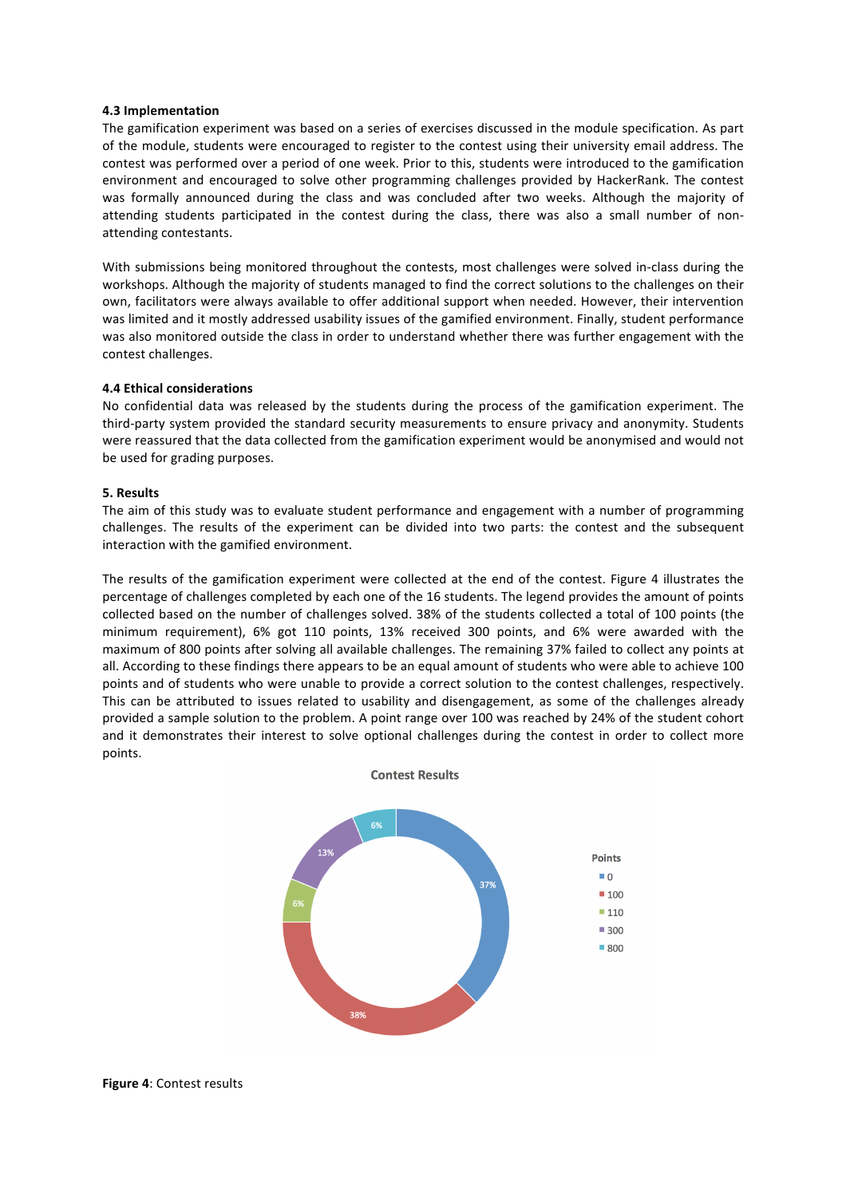**4.3 Implementation**

The gamification experiment was based on a series of exercises discussed in the module specification. As part of the module, students were encouraged to register to the contest using their university email address. The contest was performed over a period of one week. Prior to this, students were introduced to the gamification environment and encouraged to solve other programming challenges provided by HackerRank. The contest was formally announced during the class and was concluded after two weeks. Although the majority of attending students participated in the contest during the class, there was also a small number of non-attending contestants.

With submissions being monitored throughout the contests, most challenges were solved in-class during the workshops. Although the majority of students managed to find the correct solutions to the challenges on their own, facilitators were always available to offer additional support when needed. However, their intervention was limited and it mostly addressed usability issues of the gamified environment. Finally, student performance was also monitored outside the class in order to understand whether there was further engagement with the contest challenges.

**4.4 Ethical considerations**

No confidential data was released by the students during the process of the gamification experiment. The third-party system provided the standard security measurements to ensure privacy and anonymity. Students were reassured that the data collected from the gamification experiment would be anonymised and would not be used for grading purposes.

**5. Results**

The aim of this study was to evaluate student performance and engagement with a number of programming challenges. The results of the experiment can be divided into two parts: the contest and the subsequent interaction with the gamified environment.

The results of the gamification experiment were collected at the end of the contest. Figure 4 illustrates the percentage of challenges completed by each one of the 16 students. The legend provides the amount of points collected based on the number of challenges solved. 38% of the students collected a total of 100 points (the minimum requirement), 6% got 110 points, 13% received 300 points, and 6% were awarded with the maximum of 800 points after solving all available challenges. The remaining 37% failed to collect any points at all. According to these findings there appears to be an equal amount of students who were able to achieve 100 points and of students who were unable to provide a correct solution to the contest challenges, respectively. This can be attributed to issues related to usability and disengagement, as some of the challenges already provided a sample solution to the problem. A point range over 100 was reached by 24% of the student cohort and it demonstrates their interest to solve optional challenges during the contest in order to collect more points.

Contest Results

| Points | Percentage |
|---|---|
| 0 | 37% |
| 100 | 38% |
| 110 | 6% |
| 300 | 13% |
| 800 | 6% |

**Figure 4**: Contest results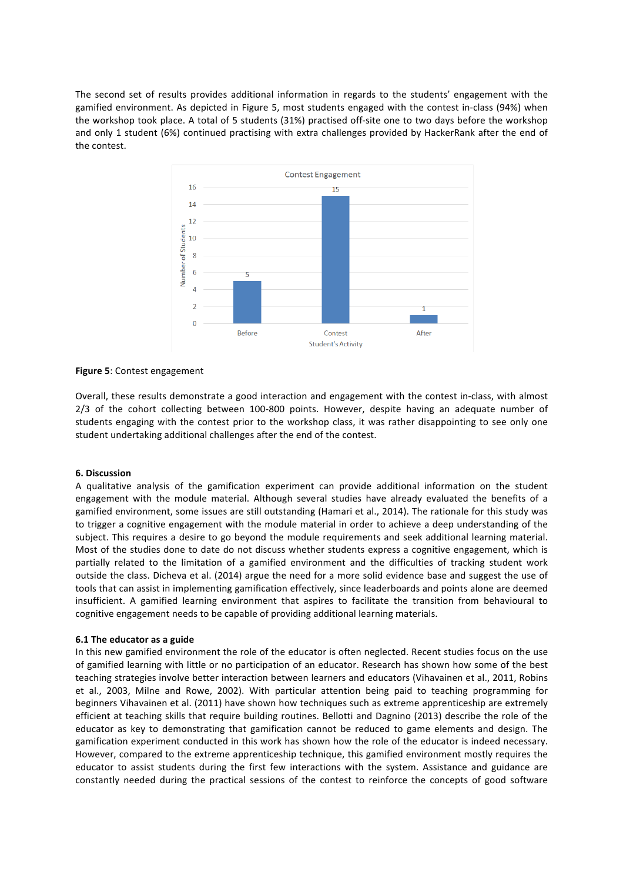The second set of results provides additional information in regards to the students' engagement with the gamified environment. As depicted in Figure 5, most students engaged with the contest in-class (94%) when the workshop took place. A total of 5 students (31%) practised off-site one to two days before the workshop and only 1 student (6%) continued practising with extra challenges provided by HackerRank after the end of the contest.

**Figure 5**: Contest engagement

Overall, these results demonstrate a good interaction and engagement with the contest in-class, with almost 2/3 of the cohort collecting between 100-800 points. However, despite having an adequate number of students engaging with the contest prior to the workshop class, it was rather disappointing to see only one student undertaking additional challenges after the end of the contest.

**6. Discussion**

A qualitative analysis of the gamification experiment can provide additional information on the student engagement with the module material. Although several studies have already evaluated the benefits of a gamified environment, some issues are still outstanding (Hamari et al., 2014). The rationale for this study was to trigger a cognitive engagement with the module material in order to achieve a deep understanding of the subject. This requires a desire to go beyond the module requirements and seek additional learning material. Most of the studies done to date do not discuss whether students express a cognitive engagement, which is partially related to the limitation of a gamified environment and the difficulties of tracking student work outside the class. Dicheva et al. (2014) argue the need for a more solid evidence base and suggest the use of tools that can assist in implementing gamification effectively, since leaderboards and points alone are deemed insufficient. A gamified learning environment that aspires to facilitate the transition from behavioural to cognitive engagement needs to be capable of providing additional learning materials.

**6.1 The educator as a guide**

In this new gamified environment the role of the educator is often neglected. Recent studies focus on the use of gamified learning with little or no participation of an educator. Research has shown how some of the best teaching strategies involve better interaction between learners and educators (Vihavainen et al., 2011, Robins et al., 2003, Milne and Rowe, 2002). With particular attention being paid to teaching programming for beginners Vihavainen et al. (2011) have shown how techniques such as extreme apprenticeship are extremely efficient at teaching skills that require building routines. Bellotti and Dagnino (2013) describe the role of the educator as key to demonstrating that gamification cannot be reduced to game elements and design. The gamification experiment conducted in this work has shown how the role of the educator is indeed necessary. However, compared to the extreme apprenticeship technique, this gamified environment mostly requires the educator to assist students during the first few interactions with the system. Assistance and guidance are constantly needed during the practical sessions of the contest to reinforce the concepts of good software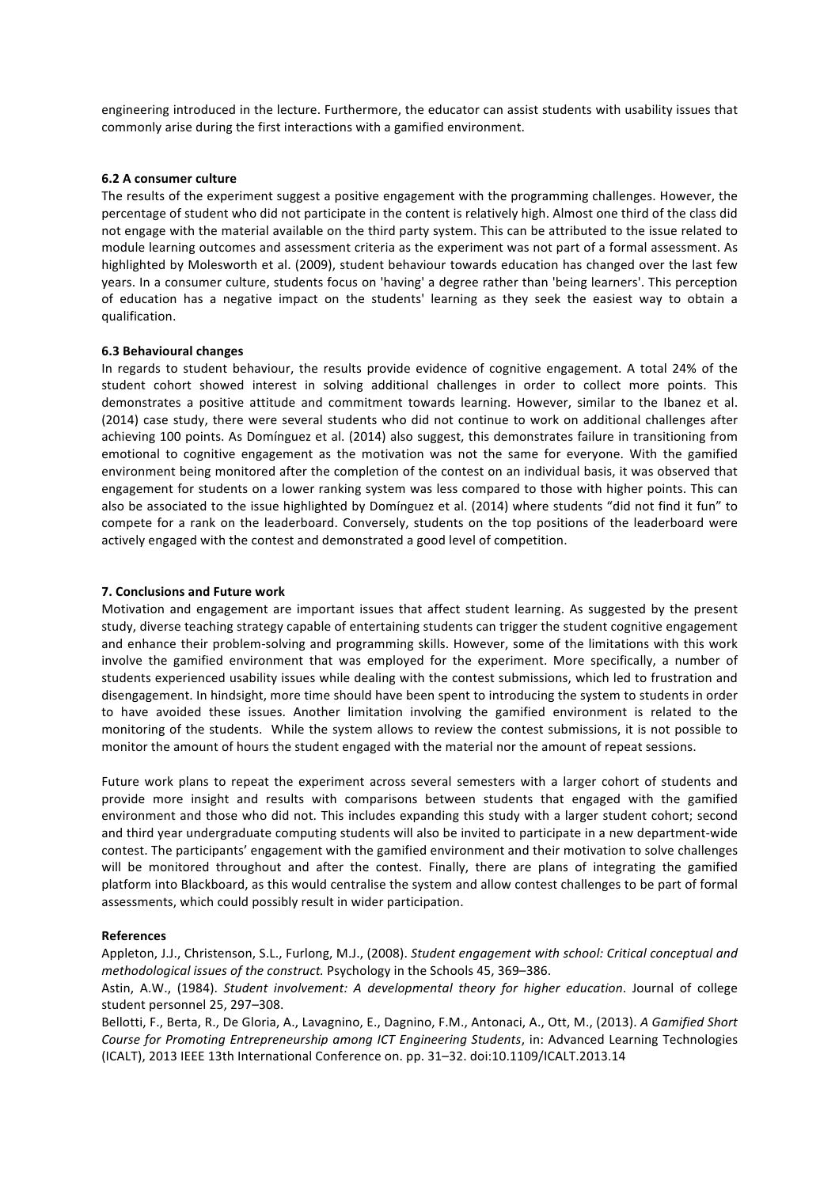engineering introduced in the lecture. Furthermore, the educator can assist students with usability issues that commonly arise during the first interactions with a gamified environment.

### 6.2 A consumer culture

The results of the experiment suggest a positive engagement with the programming challenges. However, the percentage of student who did not participate in the content is relatively high. Almost one third of the class did not engage with the material available on the third party system. This can be attributed to the issue related to module learning outcomes and assessment criteria as the experiment was not part of a formal assessment. As highlighted by Molesworth et al. (2009), student behaviour towards education has changed over the last few years. In a consumer culture, students focus on 'having' a degree rather than 'being learners'. This perception of education has a negative impact on the students' learning as they seek the easiest way to obtain a qualification.

### 6.3 Behavioural changes

In regards to student behaviour, the results provide evidence of cognitive engagement. A total 24% of the student cohort showed interest in solving additional challenges in order to collect more points. This demonstrates a positive attitude and commitment towards learning. However, similar to the Ibanez et al. (2014) case study, there were several students who did not continue to work on additional challenges after achieving 100 points. As Domínguez et al. (2014) also suggest, this demonstrates failure in transitioning from emotional to cognitive engagement as the motivation was not the same for everyone. With the gamified environment being monitored after the completion of the contest on an individual basis, it was observed that engagement for students on a lower ranking system was less compared to those with higher points. This can also be associated to the issue highlighted by Domínguez et al. (2014) where students "did not find it fun" to compete for a rank on the leaderboard. Conversely, students on the top positions of the leaderboard were actively engaged with the contest and demonstrated a good level of competition.

## 7. Conclusions and Future work

Motivation and engagement are important issues that affect student learning. As suggested by the present study, diverse teaching strategy capable of entertaining students can trigger the student cognitive engagement and enhance their problem-solving and programming skills. However, some of the limitations with this work involve the gamified environment that was employed for the experiment. More specifically, a number of students experienced usability issues while dealing with the contest submissions, which led to frustration and disengagement. In hindsight, more time should have been spent to introducing the system to students in order to have avoided these issues. Another limitation involving the gamified environment is related to the monitoring of the students. While the system allows to review the contest submissions, it is not possible to monitor the amount of hours the student engaged with the material nor the amount of repeat sessions.

Future work plans to repeat the experiment across several semesters with a larger cohort of students and provide more insight and results with comparisons between students that engaged with the gamified environment and those who did not. This includes expanding this study with a larger student cohort; second and third year undergraduate computing students will also be invited to participate in a new department-wide contest. The participants' engagement with the gamified environment and their motivation to solve challenges will be monitored throughout and after the contest. Finally, there are plans of integrating the gamified platform into Blackboard, as this would centralise the system and allow contest challenges to be part of formal assessments, which could possibly result in wider participation.

## References

Appleton, J.J., Christenson, S.L., Furlong, M.J., (2008). *Student engagement with school: Critical conceptual and methodological issues of the construct.* Psychology in the Schools 45, 369–386.

Astin, A.W., (1984). *Student involvement: A developmental theory for higher education*. Journal of college student personnel 25, 297–308.

Bellotti, F., Berta, R., De Gloria, A., Lavagnino, E., Dagnino, F.M., Antonaci, A., Ott, M., (2013). *A Gamified Short Course for Promoting Entrepreneurship among ICT Engineering Students*, in: Advanced Learning Technologies (ICALT), 2013 IEEE 13th International Conference on. pp. 31–32. doi:10.1109/ICALT.2013.14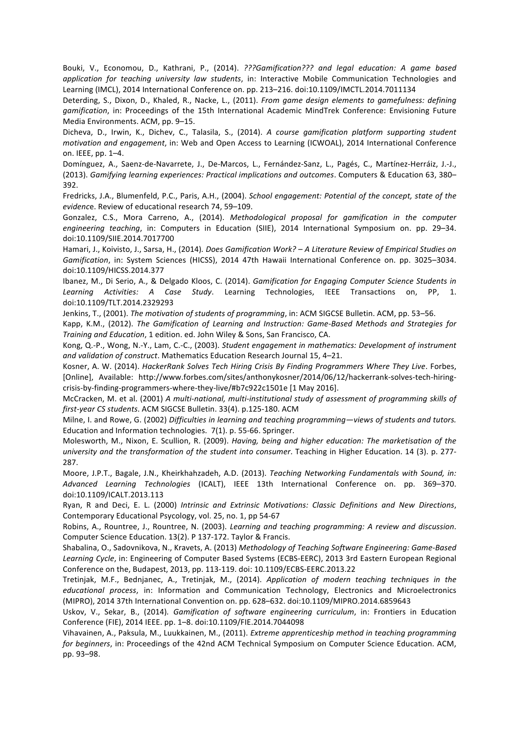Bouki, V., Economou, D., Kathrani, P., (2014). *???Gamification??? and legal education: A game based application for teaching university law students*, in: Interactive Mobile Communication Technologies and Learning (IMCL), 2014 International Conference on. pp. 213–216. doi:10.1109/IMCTL.2014.7011134

Deterding, S., Dixon, D., Khaled, R., Nacke, L., (2011). *From game design elements to gamefulness: defining gamification*, in: Proceedings of the 15th International Academic MindTrek Conference: Envisioning Future Media Environments. ACM, pp. 9–15.

Dicheva, D., Irwin, K., Dichev, C., Talasila, S., (2014). *A course gamification platform supporting student motivation and engagement*, in: Web and Open Access to Learning (ICWOAL), 2014 International Conference on. IEEE, pp. 1–4.

Domínguez, A., Saenz-de-Navarrete, J., De-Marcos, L., Fernández-Sanz, L., Pagés, C., Martínez-Herráiz, J.-J., (2013). *Gamifying learning experiences: Practical implications and outcomes*. Computers & Education 63, 380–392.

Fredricks, J.A., Blumenfeld, P.C., Paris, A.H., (2004). *School engagement: Potential of the concept, state of the evidenc*e. Review of educational research 74, 59–109.

Gonzalez, C.S., Mora Carreno, A., (2014). *Methodological proposal for gamification in the computer engineering teaching*, in: Computers in Education (SIIE), 2014 International Symposium on. pp. 29–34. doi:10.1109/SIIE.2014.7017700

Hamari, J., Koivisto, J., Sarsa, H., (2014). *Does Gamification Work? – A Literature Review of Empirical Studies on Gamification*, in: System Sciences (HICSS), 2014 47th Hawaii International Conference on. pp. 3025–3034. doi:10.1109/HICSS.2014.377

Ibanez, M., Di Serio, A., & Delgado Kloos, C. (2014). *Gamification for Engaging Computer Science Students in Learning Activities: A Case Study*. Learning Technologies, IEEE Transactions on, PP, 1. doi:10.1109/TLT.2014.2329293

Jenkins, T., (2001). *The motivation of students of programming*, in: ACM SIGCSE Bulletin. ACM, pp. 53–56.

Kapp, K.M., (2012). *The Gamification of Learning and Instruction: Game-Based Methods and Strategies for Training and Education*, 1 edition. ed. John Wiley & Sons, San Francisco, CA.

Kong, Q.-P., Wong, N.-Y., Lam, C.-C., (2003). *Student engagement in mathematics: Development of instrument and validation of construct*. Mathematics Education Research Journal 15, 4–21.

Kosner, A. W. (2014). *HackerRank Solves Tech Hiring Crisis By Finding Programmers Where They Live*. Forbes, [Online], Available: http://www.forbes.com/sites/anthonykosner/2014/06/12/hackerrank-solves-tech-hiring-crisis-by-finding-programmers-where-they-live/#b7c922c1501e [1 May 2016].

McCracken, M. et al. (2001) *A multi-national, multi-institutional study of assessment of programming skills of first-year CS students*. ACM SIGCSE Bulletin. 33(4). p.125-180. ACM

Milne, I. and Rowe, G. (2002) *Difficulties in learning and teaching programming—views of students and tutors.* Education and Information technologies. 7(1). p. 55-66. Springer.

Molesworth, M., Nixon, E. Scullion, R. (2009). *Having, being and higher education: The marketisation of the university and the transformation of the student into consumer*. Teaching in Higher Education. 14 (3). p. 277-287.

Moore, J.P.T., Bagale, J.N., Kheirkhahzadeh, A.D. (2013). *Teaching Networking Fundamentals with Sound, in: Advanced Learning Technologies* (ICALT), IEEE 13th International Conference on. pp. 369–370. doi:10.1109/ICALT.2013.113

Ryan, R and Deci, E. L. (2000) *Intrinsic and Extrinsic Motivations: Classic Definitions and New Directions*, Contemporary Educational Psycology, vol. 25, no. 1, pp 54-67

Robins, A., Rountree, J., Rountree, N. (2003). *Learning and teaching programming: A review and discussion*. Computer Science Education. 13(2). P 137-172. Taylor & Francis.

Shabalina, O., Sadovnikova, N., Kravets, A. (2013) *Methodology of Teaching Software Engineering: Game-Based Learning Cycle*, in: Engineering of Computer Based Systems (ECBS-EERC), 2013 3rd Eastern European Regional Conference on the, Budapest, 2013, pp. 113-119. doi: 10.1109/ECBS-EERC.2013.22

Tretinjak, M.F., Bednjanec, A., Tretinjak, M., (2014). *Application of modern teaching techniques in the educational process*, in: Information and Communication Technology, Electronics and Microelectronics (MIPRO), 2014 37th International Convention on. pp. 628–632. doi:10.1109/MIPRO.2014.6859643

Uskov, V., Sekar, B., (2014). *Gamification of software engineering curriculum*, in: Frontiers in Education Conference (FIE), 2014 IEEE. pp. 1–8. doi:10.1109/FIE.2014.7044098

Vihavainen, A., Paksula, M., Luukkainen, M., (2011). *Extreme apprenticeship method in teaching programming for beginners*, in: Proceedings of the 42nd ACM Technical Symposium on Computer Science Education. ACM, pp. 93–98.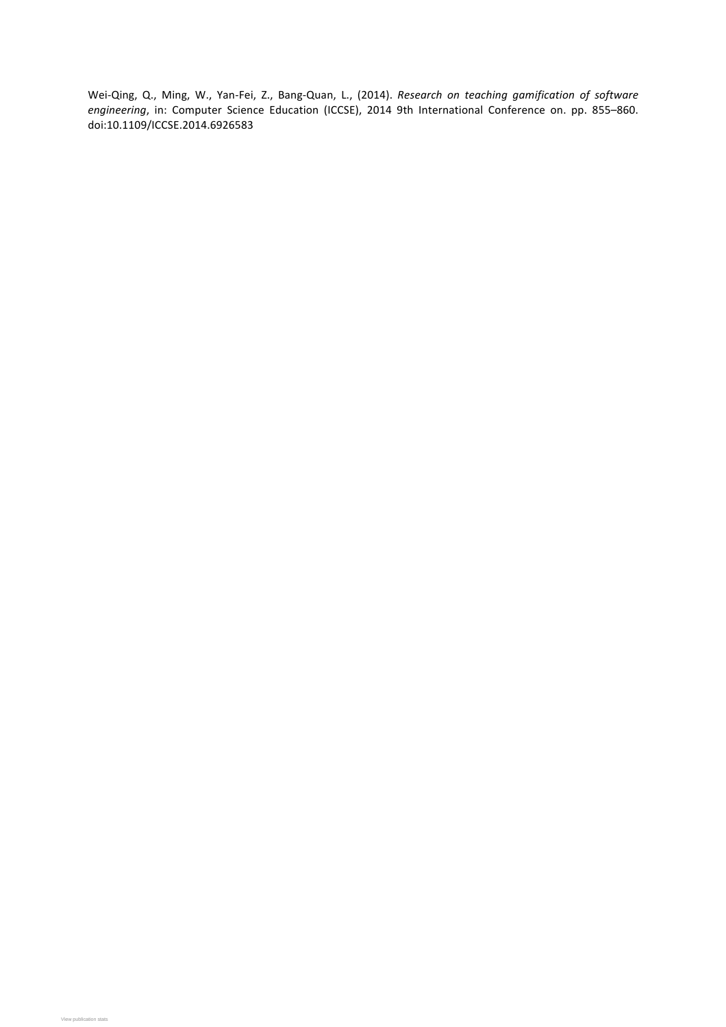Wei-Qing, Q., Ming, W., Yan-Fei, Z., Bang-Quan, L., (2014). *Research on teaching gamification of software engineering*, in: Computer Science Education (ICCSE), 2014 9th International Conference on. pp. 855–860. doi:10.1109/ICCSE.2014.6926583